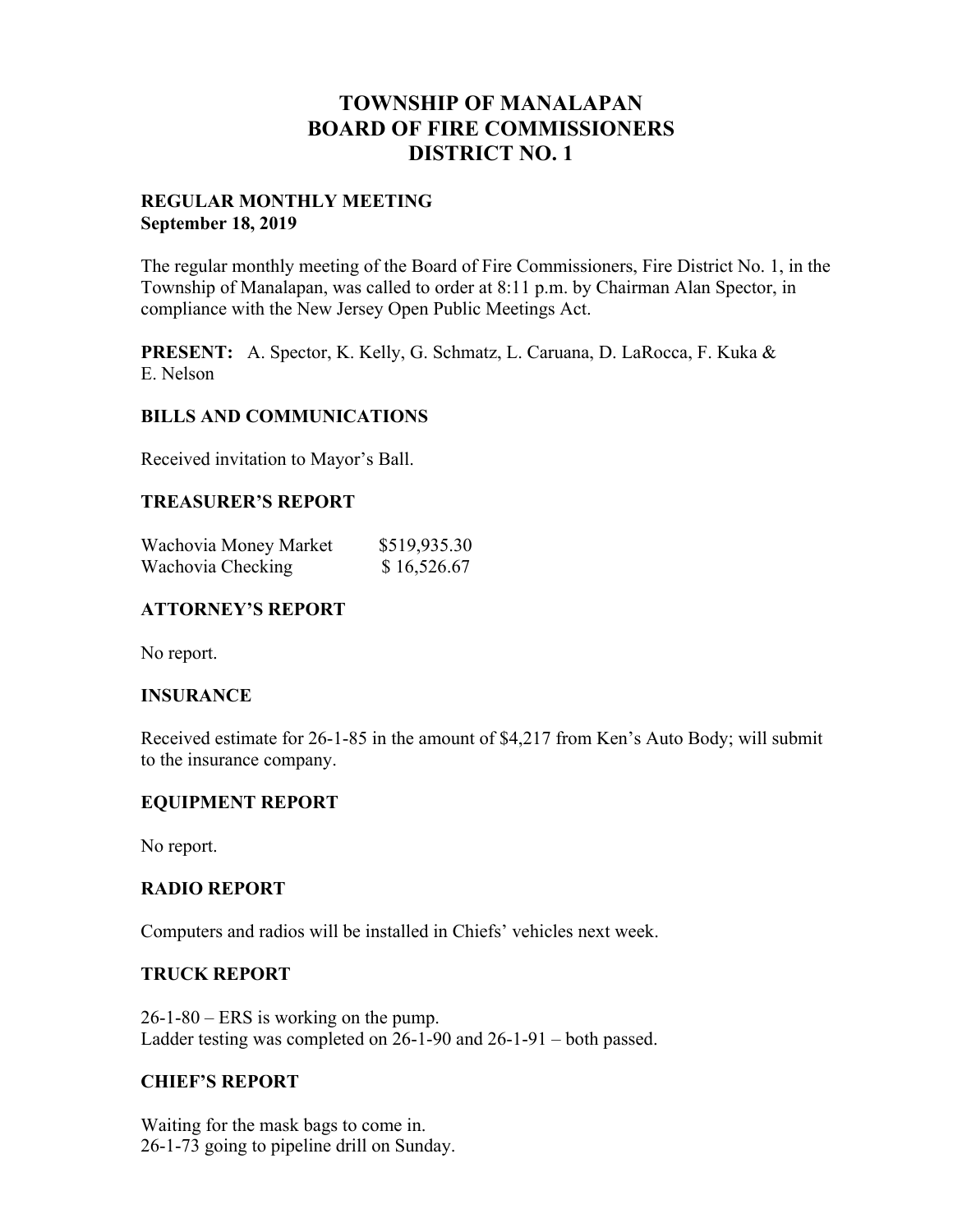# TOWNSHIP OF MANALAPAN
# BOARD OF FIRE COMMISSIONERS
# DISTRICT NO. 1

**REGULAR MONTHLY MEETING**
**September 18, 2019**

The regular monthly meeting of the Board of Fire Commissioners, Fire District No. 1, in the Township of Manalapan, was called to order at 8:11 p.m. by Chairman Alan Spector, in compliance with the New Jersey Open Public Meetings Act.

**PRESENT:** A. Spector, K. Kelly, G. Schmatz, L. Caruana, D. LaRocca, F. Kuka & E. Nelson

### BILLS AND COMMUNICATIONS

Received invitation to Mayor's Ball.

### TREASURER'S REPORT

| | |
|---|---|
| Wachovia Money Market | $519,935.30 |
| Wachovia Checking | $ 16,526.67 |

### ATTORNEY'S REPORT

No report.

### INSURANCE

Received estimate for 26-1-85 in the amount of $4,217 from Ken's Auto Body; will submit to the insurance company.

### EQUIPMENT REPORT

No report.

### RADIO REPORT

Computers and radios will be installed in Chiefs' vehicles next week.

### TRUCK REPORT

26-1-80 – ERS is working on the pump.
Ladder testing was completed on 26-1-90 and 26-1-91 – both passed.

### CHIEF'S REPORT

Waiting for the mask bags to come in.
26-1-73 going to pipeline drill on Sunday.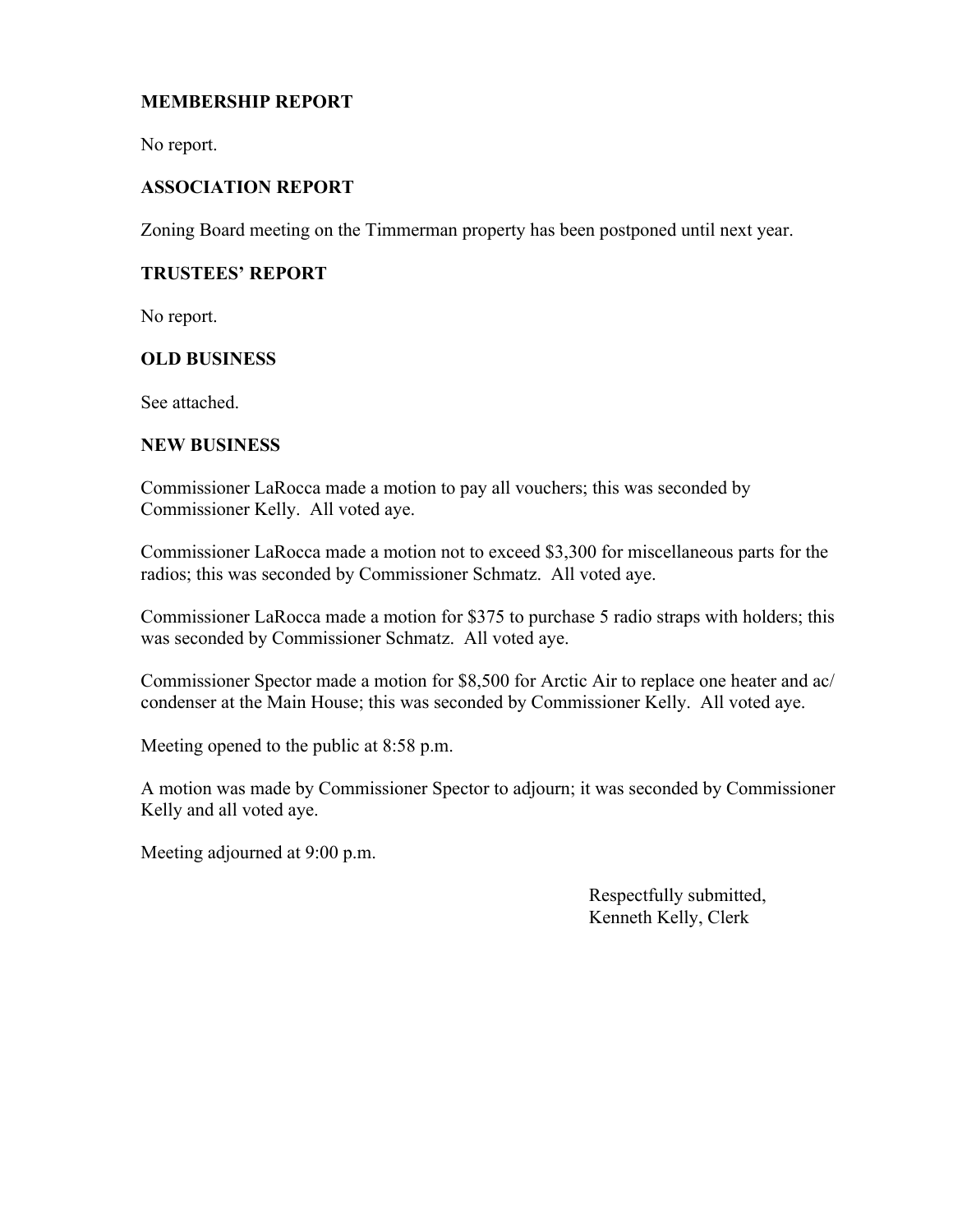**MEMBERSHIP REPORT**

No report.

**ASSOCIATION REPORT**

Zoning Board meeting on the Timmerman property has been postponed until next year.

**TRUSTEES' REPORT**

No report.

**OLD BUSINESS**

See attached.

**NEW BUSINESS**

Commissioner LaRocca made a motion to pay all vouchers; this was seconded by Commissioner Kelly. All voted aye.

Commissioner LaRocca made a motion not to exceed $3,300 for miscellaneous parts for the radios; this was seconded by Commissioner Schmatz. All voted aye.

Commissioner LaRocca made a motion for $375 to purchase 5 radio straps with holders; this was seconded by Commissioner Schmatz. All voted aye.

Commissioner Spector made a motion for $8,500 for Arctic Air to replace one heater and ac/ condenser at the Main House; this was seconded by Commissioner Kelly. All voted aye.

Meeting opened to the public at 8:58 p.m.

A motion was made by Commissioner Spector to adjourn; it was seconded by Commissioner Kelly and all voted aye.

Meeting adjourned at 9:00 p.m.

Respectfully submitted,
Kenneth Kelly, Clerk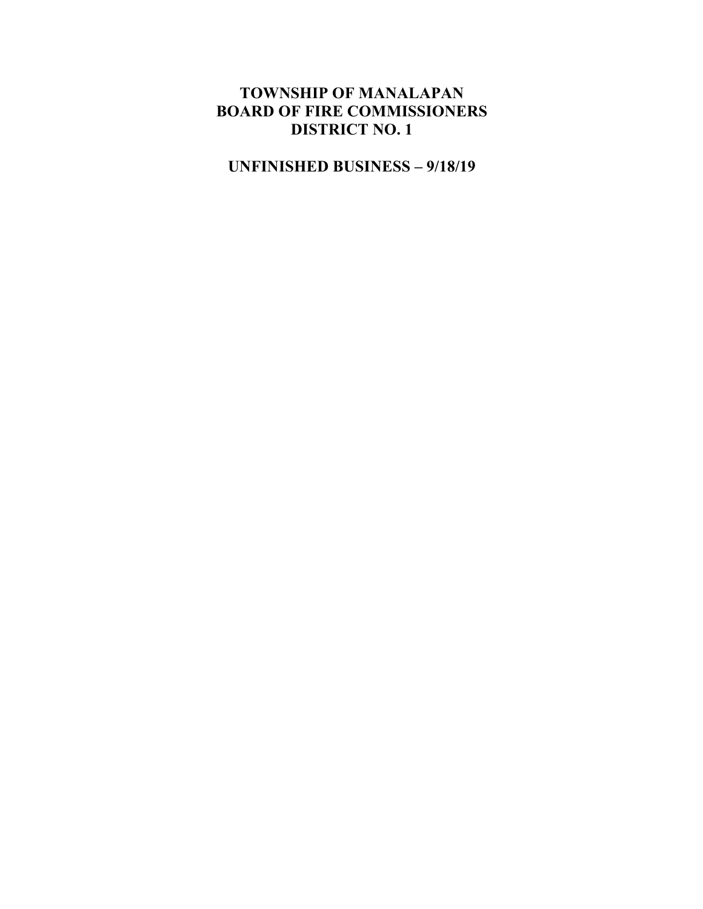# TOWNSHIP OF MANALAPAN
# BOARD OF FIRE COMMISSIONERS
# DISTRICT NO. 1

## UNFINISHED BUSINESS – 9/18/19